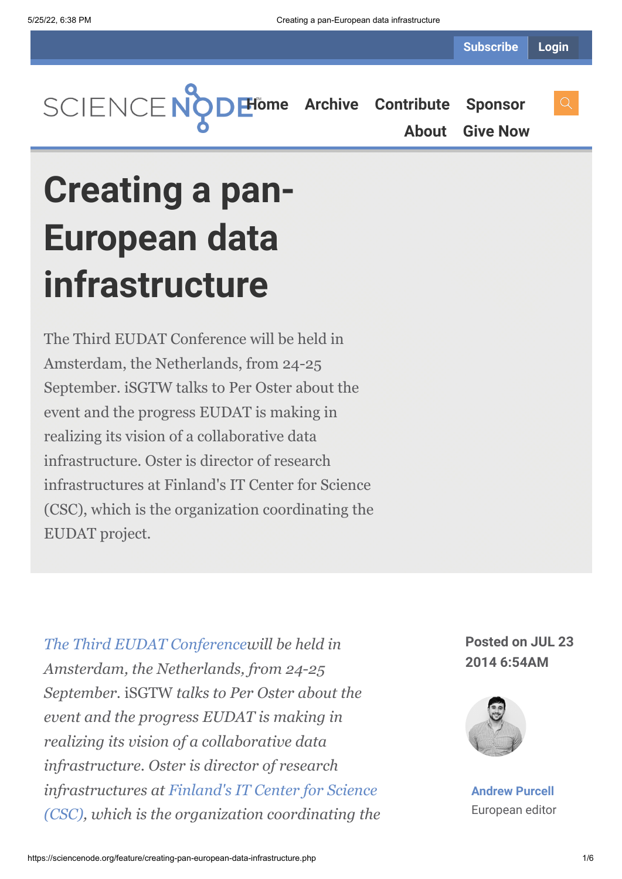Subscribe Login

SCIENCE NODE

Home Archive Contribute Sponsor About Give Now

# Creating a pan-European data infrastructure

The Third EUDAT Conference will be held in Amsterdam, the Netherlands, from 24-25 September. iSGTW talks to Per Oster about the event and the progress EUDAT is making in realizing its vision of a collaborative data infrastructure. Oster is director of research infrastructures at Finland's IT Center for Science (CSC), which is the organization coordinating the EUDAT project.

*The Third EUDAT Conference will be held in Amsterdam, the Netherlands, from 24-25 September.* iSGTW *talks to Per Oster about the event and the progress EUDAT is making in realizing its vision of a collaborative data infrastructure. Oster is director of research infrastructures at Finland's IT Center for Science (CSC), which is the organization coordinating the*

**Posted on JUL 23 2014 6:54AM**

**Andrew Purcell**
European editor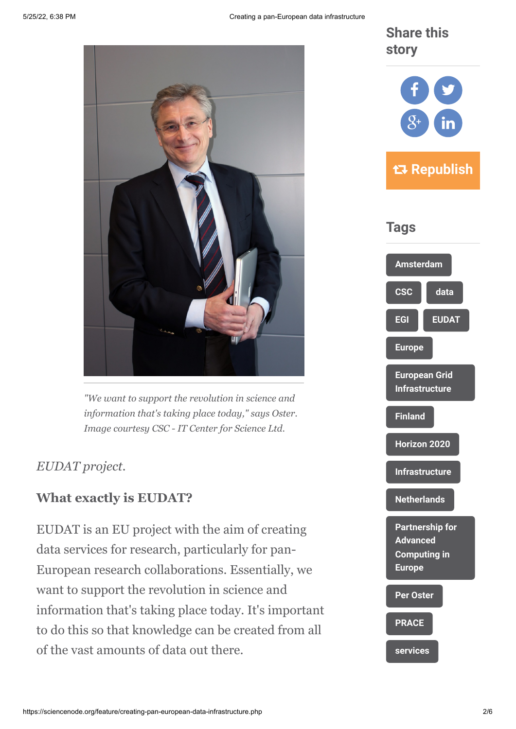*"We want to support the revolution in science and information that's taking place today," says Oster. Image courtesy CSC - IT Center for Science Ltd.*

*EUDAT project.*

### What exactly is EUDAT?

EUDAT is an EU project with the aim of creating data services for research, particularly for pan-European research collaborations. Essentially, we want to support the revolution in science and information that's taking place today. It's important to do this so that knowledge can be created from all of the vast amounts of data out there.

## Share this story

Republish

## Tags

- Amsterdam
- CSC
- data
- EGI
- EUDAT
- Europe
- European Grid Infrastructure
- Finland
- Horizon 2020
- Infrastructure
- Netherlands
- Partnership for Advanced Computing in Europe
- Per Oster
- PRACE
- services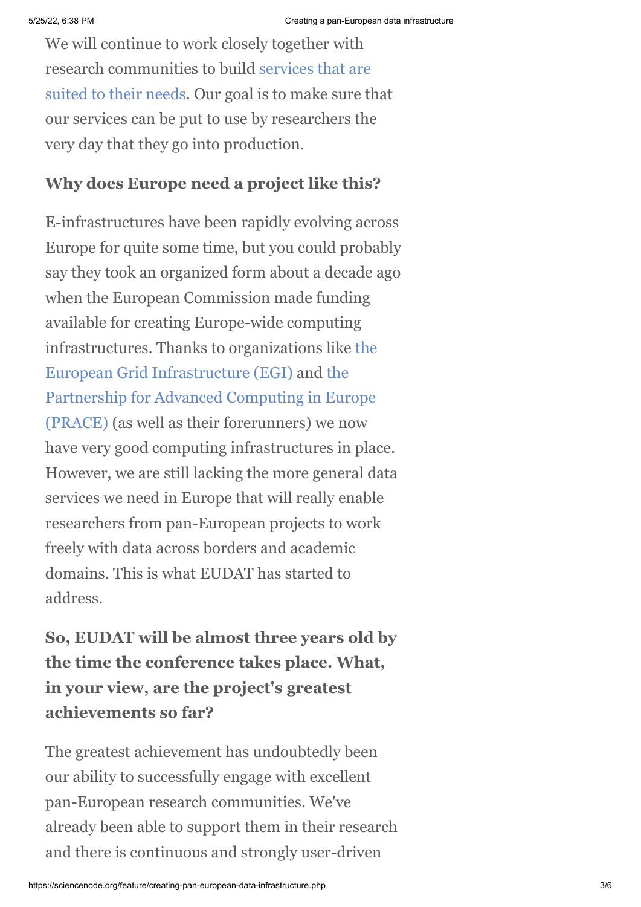We will continue to work closely together with research communities to build services that are suited to their needs. Our goal is to make sure that our services can be put to use by researchers the very day that they go into production.

### Why does Europe need a project like this?

E-infrastructures have been rapidly evolving across Europe for quite some time, but you could probably say they took an organized form about a decade ago when the European Commission made funding available for creating Europe-wide computing infrastructures. Thanks to organizations like the European Grid Infrastructure (EGI) and the Partnership for Advanced Computing in Europe (PRACE) (as well as their forerunners) we now have very good computing infrastructures in place. However, we are still lacking the more general data services we need in Europe that will really enable researchers from pan-European projects to work freely with data across borders and academic domains. This is what EUDAT has started to address.

### So, EUDAT will be almost three years old by the time the conference takes place. What, in your view, are the project's greatest achievements so far?

The greatest achievement has undoubtedly been our ability to successfully engage with excellent pan-European research communities. We've already been able to support them in their research and there is continuous and strongly user-driven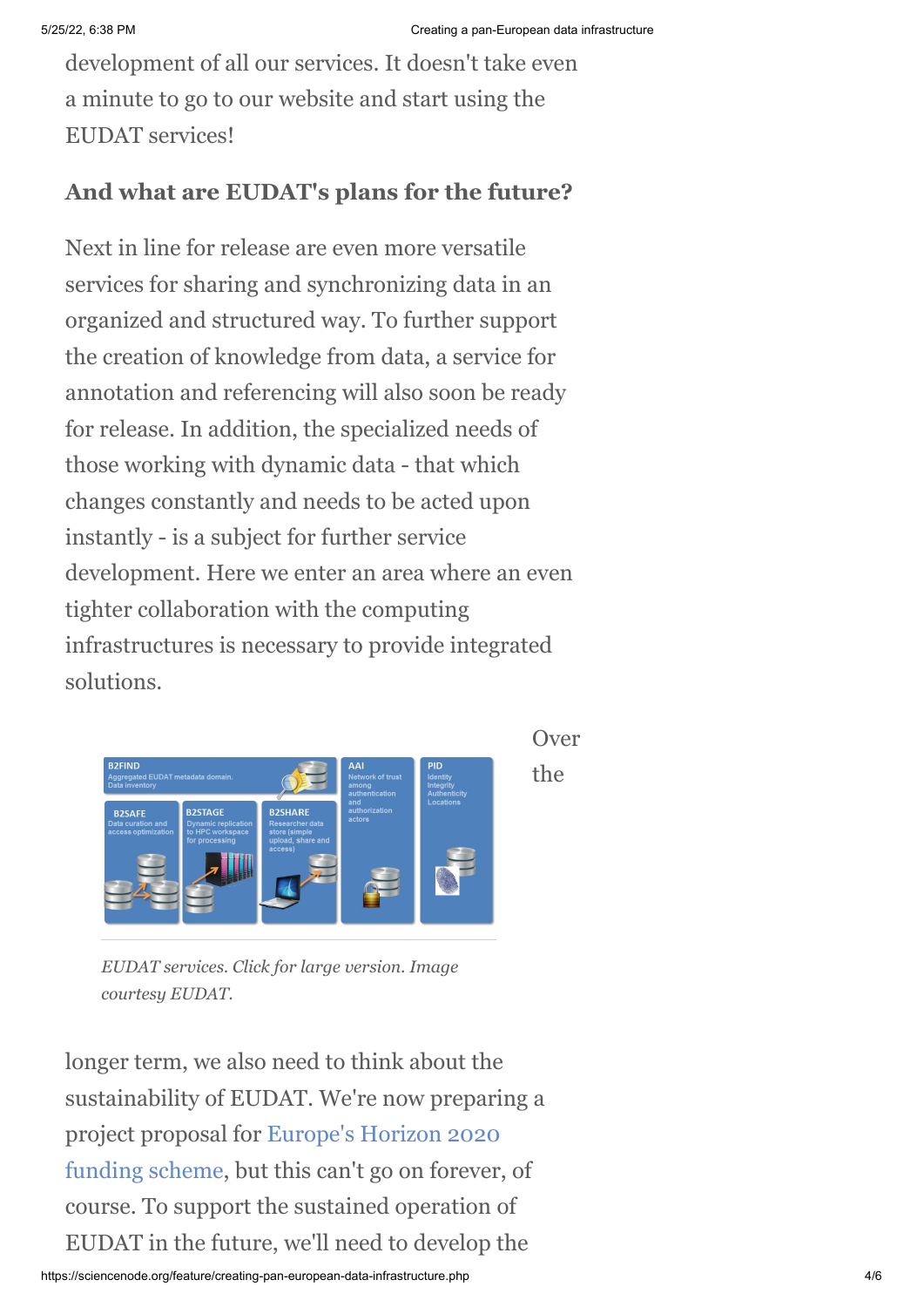development of all our services. It doesn't take even a minute to go to our website and start using the EUDAT services!

### And what are EUDAT's plans for the future?

Next in line for release are even more versatile services for sharing and synchronizing data in an organized and structured way. To further support the creation of knowledge from data, a service for annotation and referencing will also soon be ready for release. In addition, the specialized needs of those working with dynamic data - that which changes constantly and needs to be acted upon instantly - is a subject for further service development. Here we enter an area where an even tighter collaboration with the computing infrastructures is necessary to provide integrated solutions.

*EUDAT services. Click for large version. Image courtesy EUDAT.*

Over the longer term, we also need to think about the sustainability of EUDAT. We're now preparing a project proposal for Europe's Horizon 2020 funding scheme, but this can't go on forever, of course. To support the sustained operation of EUDAT in the future, we'll need to develop the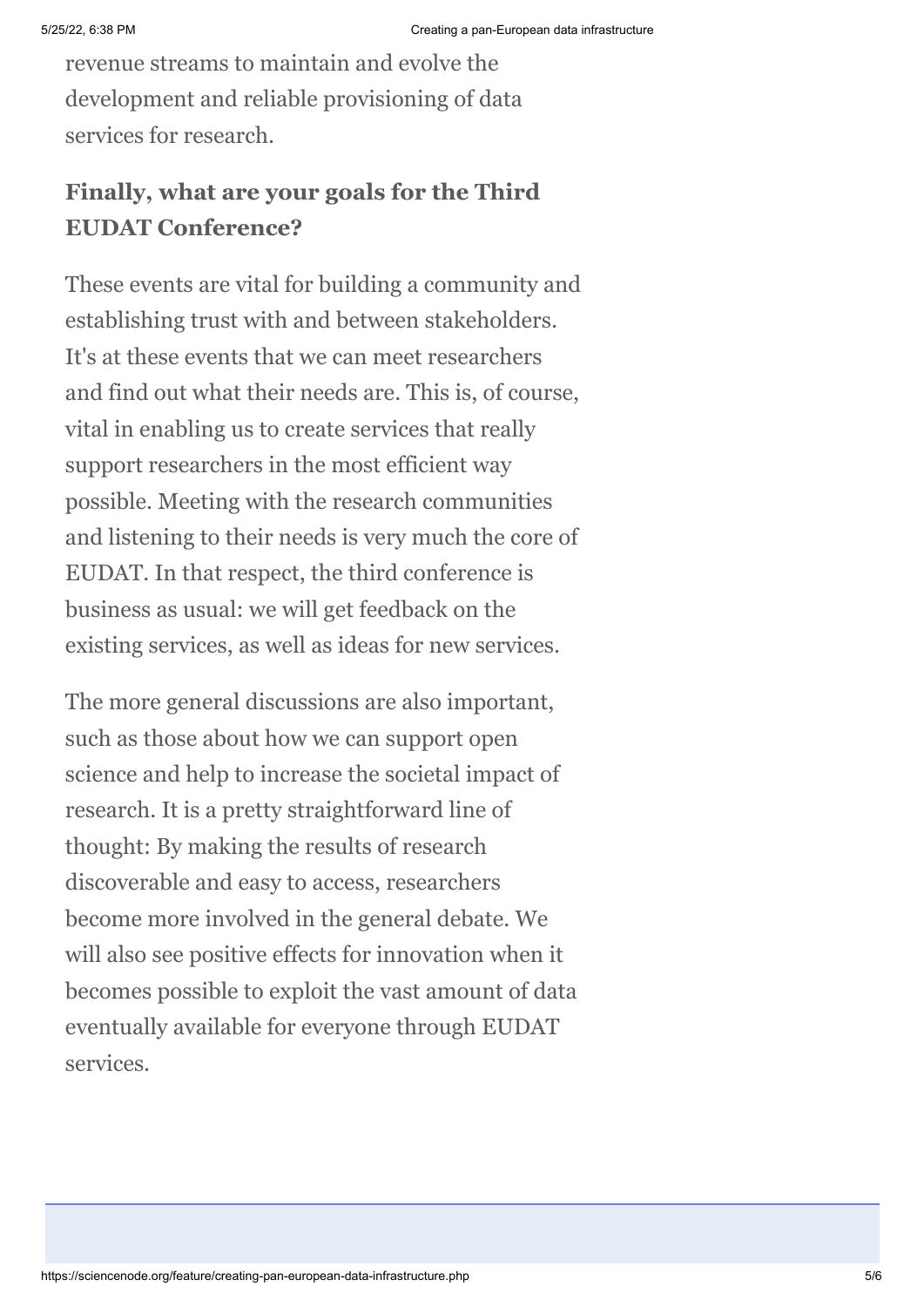revenue streams to maintain and evolve the development and reliable provisioning of data services for research.

### Finally, what are your goals for the Third EUDAT Conference?

These events are vital for building a community and establishing trust with and between stakeholders. It's at these events that we can meet researchers and find out what their needs are. This is, of course, vital in enabling us to create services that really support researchers in the most efficient way possible. Meeting with the research communities and listening to their needs is very much the core of EUDAT. In that respect, the third conference is business as usual: we will get feedback on the existing services, as well as ideas for new services.

The more general discussions are also important, such as those about how we can support open science and help to increase the societal impact of research. It is a pretty straightforward line of thought: By making the results of research discoverable and easy to access, researchers become more involved in the general debate. We will also see positive effects for innovation when it becomes possible to exploit the vast amount of data eventually available for everyone through EUDAT services.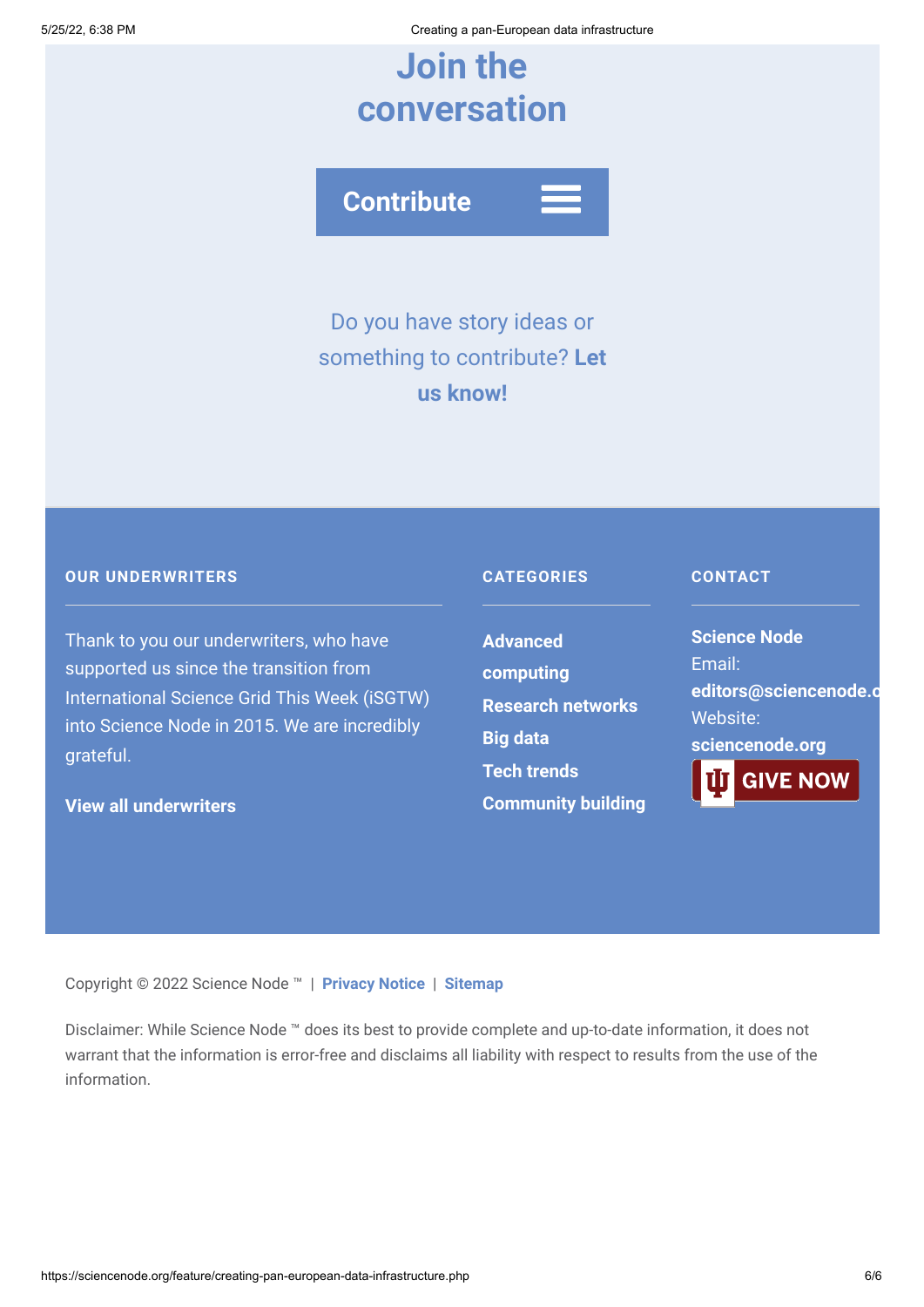# Join the conversation

**Contribute**

Do you have story ideas or something to contribute? **Let us know!**

### OUR UNDERWRITERS

Thank to you our underwriters, who have supported us since the transition from International Science Grid This Week (iSGTW) into Science Node in 2015. We are incredibly grateful.

**View all underwriters**

### CATEGORIES

**Advanced computing**

**Research networks**

**Big data**

**Tech trends**

**Community building**

### CONTACT

**Science Node**

Email:

**editors@sciencenode.o**

Website:

**sciencenode.org**

**GIVE NOW**

Copyright © 2022 Science Node ™ | **Privacy Notice** | **Sitemap**

Disclaimer: While Science Node ™ does its best to provide complete and up-to-date information, it does not warrant that the information is error-free and disclaims all liability with respect to results from the use of the information.